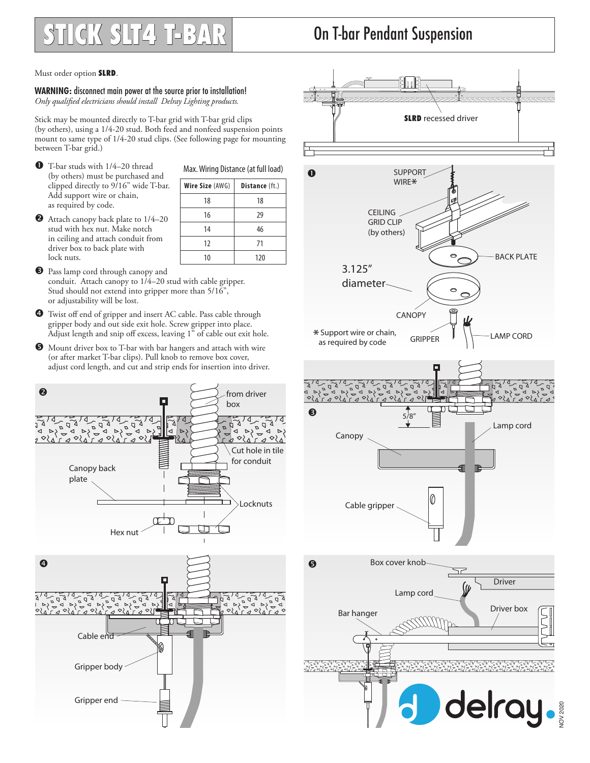# STICK SLT4 T-BAR

## On T-bar Pendant Suspension

Must order option **SLRD**.

**WARNING: disconnect main power at the source prior to installation!**
*Only qualified electricians should install Delray Lighting products.*

Stick may be mounted directly to T-bar grid with T-bar grid clips (by others), using a 1/4-20 stud. Both feed and nonfeed suspension points mount to same type of 1/4-20 stud clips. (See following page for mounting between T-bar grid.)

1. T-bar studs with 1/4–20 thread (by others) must be purchased and clipped directly to 9/16" wide T-bar. Add support wire or chain, as required by code.
2. Attach canopy back plate to 1/4–20 stud with hex nut. Make notch in ceiling and attach conduit from driver box to back plate with lock nuts.
3. Pass lamp cord through canopy and conduit. Attach canopy to 1/4–20 stud with cable gripper. Stud should not extend into gripper more than 5/16", or adjustability will be lost.
4. Twist off end of gripper and insert AC cable. Pass cable through gripper body and out side exit hole. Screw gripper into place. Adjust length and snip off excess, leaving 1" of cable out exit hole.
5. Mount driver box to T-bar with bar hangers and attach with wire (or after market T-bar clips). Pull knob to remove box cover, adjust cord length, and cut and strip ends for insertion into driver.

**Max. Wiring Distance (at full load)**

| Wire Size (AWG) | Distance (ft.) |
|---|---|
| 18 | 18 |
| 16 | 29 |
| 14 | 46 |
| 12 | 71 |
| 10 | 120 |

**SLRD** recessed driver

1. SUPPORT WIRE*, CEILING GRID CLIP (by others), BACK PLATE, 3.125" diameter, CANOPY, GRIPPER, LAMP CORD

\* Support wire or chain, as required by code

2. from driver box, Cut hole in tile for conduit, Canopy back plate, Locknuts, Hex nut

3. 5/8", Canopy, Lamp cord, Cable gripper

4. Cable end, Gripper body, Gripper end

5. Box cover knob, Driver, Lamp cord, Driver box, Bar hanger

delray

NOV 2020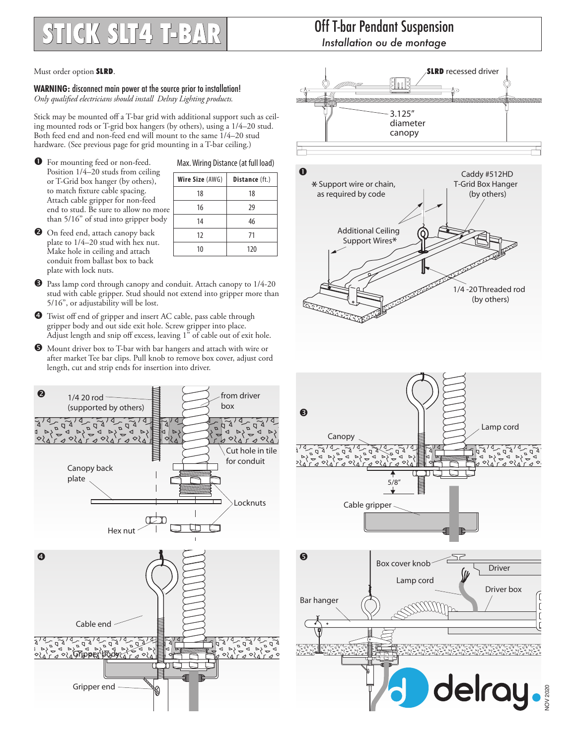# STICK SLT4 T-BAR

## Off T-bar Pendant Suspension

*Installation ou de montage*

Must order option **SLRD**.

**WARNING:** disconnect main power at the source prior to installation!
*Only qualified electricians should install Delray Lighting products.*

Stick may be mounted off a T-bar grid with additional support such as ceiling mounted rods or T-grid box hangers (by others), using a 1/4–20 stud. Both feed end and non-feed end will mount to the same 1/4–20 stud hardware. (See previous page for grid mounting in a T-bar ceiling.)

**Max. Wiring Distance (at full load)**

| Wire Size (AWG) | Distance (ft.) |
|---|---|
| 18 | 18 |
| 16 | 29 |
| 14 | 46 |
| 12 | 71 |
| 10 | 120 |

1. For mounting feed or non-feed. Position 1/4–20 studs from ceiling or T-Grid box hanger (by others), to match fixture cable spacing. Attach cable gripper for non-feed end to stud. Be sure to allow no more than 5/16" of stud into gripper body
2. On feed end, attach canopy back plate to 1/4–20 stud with hex nut. Make hole in ceiling and attach conduit from ballast box to back plate with lock nuts.
3. Pass lamp cord through canopy and conduit. Attach canopy to 1/4-20 stud with cable gripper. Stud should not extend into gripper more than 5/16", or adjustability will be lost.
4. Twist off end of gripper and insert AC cable, pass cable through gripper body and out side exit hole. Screw gripper into place. Adjust length and snip off excess, leaving 1" of cable out of exit hole.
5. Mount driver box to T-bar with bar hangers and attach with wire or after market Tee bar clips. Pull knob to remove box cover, adjust cord length, cut and strip ends for insertion into driver.

SLRD recessed driver
3.125" diameter canopy

1
* Support wire or chain, as required by code
Caddy #512HD T-Grid Box Hanger (by others)
Additional Ceiling Support Wires*
1/4 -20 Threaded rod (by others)

2
1/4 20 rod (supported by others)
from driver box
Cut hole in tile for conduit
Canopy back plate
Locknuts
Hex nut

3
Canopy
Lamp cord
5/8"
Cable gripper

4
Cable end
Gripper body
Gripper end

5
Box cover knob
Driver
Lamp cord
Driver box
Bar hanger

delray.

NOV 2020